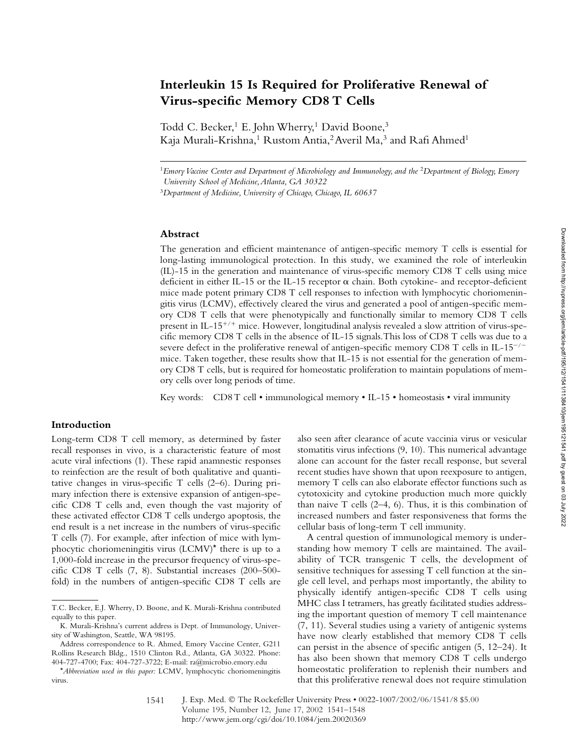# Interleukin 15 Is Required for Proliferative Renewal of Virus-specific Memory CD8 T Cells

Todd C. Becker,[1] E. John Wherry,[1] David Boone,[3] Kaja Murali-Krishna,[1] Rustom Antia,[2] Averil Ma,[3] and Rafi Ahmed[1]

[1]*Emory Vaccine Center and Department of Microbiology and Immunology, and the* [2]*Department of Biology, Emory University School of Medicine, Atlanta, GA 30322*

[3]*Department of Medicine, University of Chicago, Chicago, IL 60637*

## Abstract

The generation and efficient maintenance of antigen-specific memory T cells is essential for long-lasting immunological protection. In this study, we examined the role of interleukin (IL)-15 in the generation and maintenance of virus-specific memory CD8 T cells using mice deficient in either IL-15 or the IL-15 receptor α chain. Both cytokine- and receptor-deficient mice made potent primary CD8 T cell responses to infection with lymphocytic choriomeningitis virus (LCMV), effectively cleared the virus and generated a pool of antigen-specific memory CD8 T cells that were phenotypically and functionally similar to memory CD8 T cells present in IL-15$^{+/+}$ mice. However, longitudinal analysis revealed a slow attrition of virus-specific memory CD8 T cells in the absence of IL-15 signals. This loss of CD8 T cells was due to a severe defect in the proliferative renewal of antigen-specific memory CD8 T cells in IL-15$^{-/-}$ mice. Taken together, these results show that IL-15 is not essential for the generation of memory CD8 T cells, but is required for homeostatic proliferation to maintain populations of memory cells over long periods of time.

Key words: CD8 T cell • immunological memory • IL-15 • homeostasis • viral immunity

## Introduction

Long-term CD8 T cell memory, as determined by faster recall responses in vivo, is a characteristic feature of most acute viral infections (1). These rapid anamnestic responses to reinfection are the result of both qualitative and quantitative changes in virus-specific T cells (2–6). During primary infection there is extensive expansion of antigen-specific CD8 T cells and, even though the vast majority of these activated effector CD8 T cells undergo apoptosis, the end result is a net increase in the numbers of virus-specific T cells (7). For example, after infection of mice with lymphocytic choriomeningitis virus (LCMV)* there is up to a 1,000-fold increase in the precursor frequency of virus-specific CD8 T cells (7, 8). Substantial increases (200–500-fold) in the numbers of antigen-specific CD8 T cells are also seen after clearance of acute vaccinia virus or vesicular stomatitis virus infections (9, 10). This numerical advantage alone can account for the faster recall response, but several recent studies have shown that upon reexposure to antigen, memory T cells can also elaborate effector functions such as cytotoxicity and cytokine production much more quickly than naive T cells (2–4, 6). Thus, it is this combination of increased numbers and faster responsiveness that forms the cellular basis of long-term T cell immunity.

A central question of immunological memory is understanding how memory T cells are maintained. The availability of TCR transgenic T cells, the development of sensitive techniques for assessing T cell function at the single cell level, and perhaps most importantly, the ability to physically identify antigen-specific CD8 T cells using MHC class I tetramers, has greatly facilitated studies addressing the important question of memory T cell maintenance (7, 11). Several studies using a variety of antigenic systems have now clearly established that memory CD8 T cells can persist in the absence of specific antigen (5, 12–24). It has also been shown that memory CD8 T cells undergo homeostatic proliferation to replenish their numbers and that this proliferative renewal does not require stimulation

---

T.C. Becker, E.J. Wherry, D. Boone, and K. Murali-Krishna contributed equally to this paper.

K. Murali-Krishna's current address is Dept. of Immunology, University of Washington, Seattle, WA 98195.

Address correspondence to R. Ahmed, Emory Vaccine Center, G211 Rollins Research Bldg., 1510 Clinton Rd., Atlanta, GA 30322. Phone: 404-727-4700; Fax: 404-727-3722; E-mail: ra@microbio.emory.edu

*Abbreviation used in this paper: LCMV, lymphocytic choriomeningitis virus.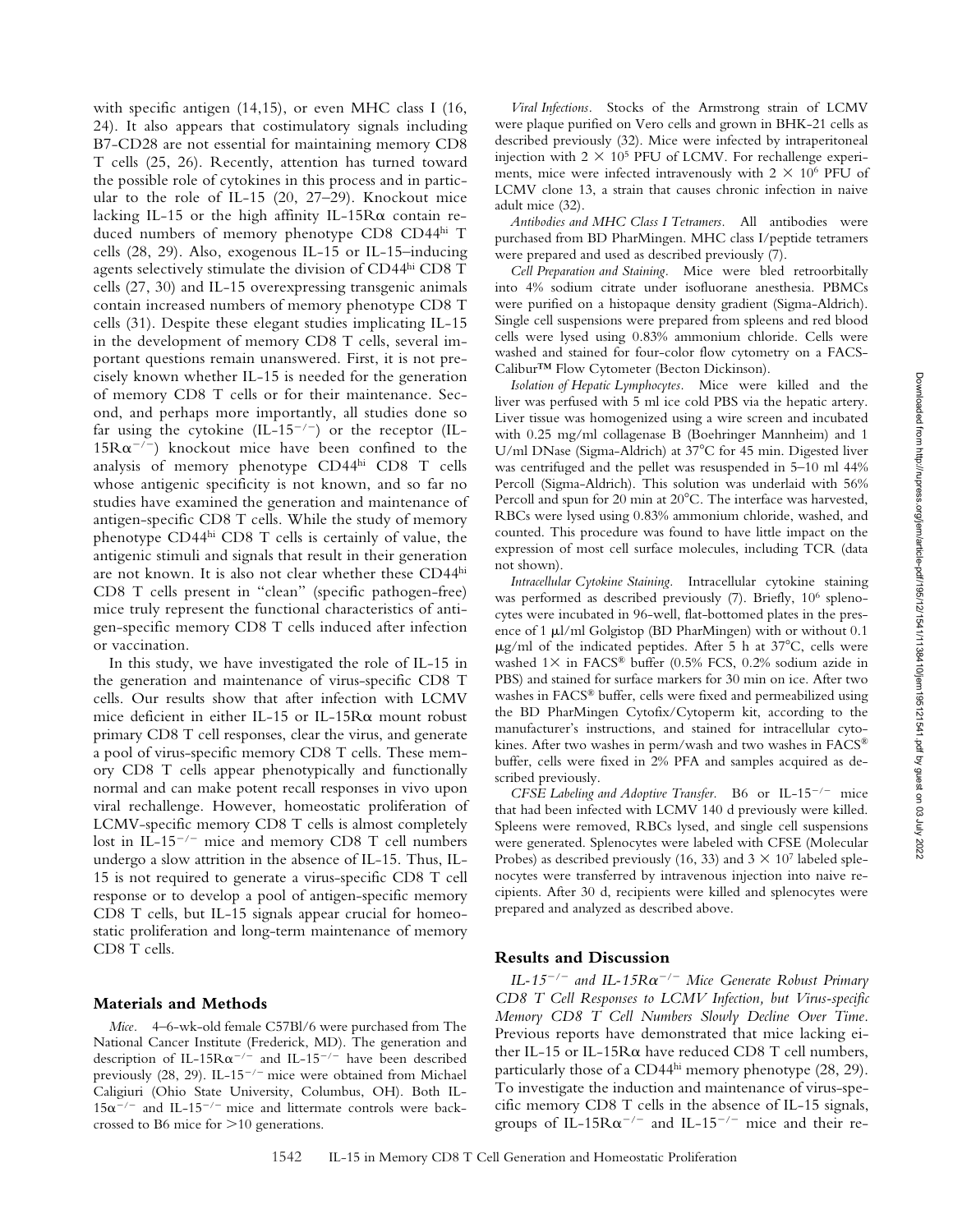with specific antigen (14,15), or even MHC class I (16, 24). It also appears that costimulatory signals including B7-CD28 are not essential for maintaining memory CD8 T cells (25, 26). Recently, attention has turned toward the possible role of cytokines in this process and in particular to the role of IL-15 (20, 27–29). Knockout mice lacking IL-15 or the high affinity IL-15Rα contain reduced numbers of memory phenotype CD8 CD44$^{hi}$ T cells (28, 29). Also, exogenous IL-15 or IL-15–inducing agents selectively stimulate the division of CD44$^{hi}$ CD8 T cells (27, 30) and IL-15 overexpressing transgenic animals contain increased numbers of memory phenotype CD8 T cells (31). Despite these elegant studies implicating IL-15 in the development of memory CD8 T cells, several important questions remain unanswered. First, it is not precisely known whether IL-15 is needed for the generation of memory CD8 T cells or for their maintenance. Second, and perhaps more importantly, all studies done so far using the cytokine (IL-15$^{-/-}$) or the receptor (IL-15Rα$^{-/-}$) knockout mice have been confined to the analysis of memory phenotype CD44$^{hi}$ CD8 T cells whose antigenic specificity is not known, and so far no studies have examined the generation and maintenance of antigen-specific CD8 T cells. While the study of memory phenotype CD44$^{hi}$ CD8 T cells is certainly of value, the antigenic stimuli and signals that result in their generation are not known. It is also not clear whether these CD44$^{hi}$ CD8 T cells present in "clean" (specific pathogen-free) mice truly represent the functional characteristics of antigen-specific memory CD8 T cells induced after infection or vaccination.

In this study, we have investigated the role of IL-15 in the generation and maintenance of virus-specific CD8 T cells. Our results show that after infection with LCMV mice deficient in either IL-15 or IL-15Rα mount robust primary CD8 T cell responses, clear the virus, and generate a pool of virus-specific memory CD8 T cells. These memory CD8 T cells appear phenotypically and functionally normal and can make potent recall responses in vivo upon viral rechallenge. However, homeostatic proliferation of LCMV-specific memory CD8 T cells is almost completely lost in IL-15$^{-/-}$ mice and memory CD8 T cell numbers undergo a slow attrition in the absence of IL-15. Thus, IL-15 is not required to generate a virus-specific CD8 T cell response or to develop a pool of antigen-specific memory CD8 T cells, but IL-15 signals appear crucial for homeostatic proliferation and long-term maintenance of memory CD8 T cells.

## Materials and Methods

*Mice.* 4–6-wk-old female C57Bl/6 were purchased from The National Cancer Institute (Frederick, MD). The generation and description of IL-15Rα$^{-/-}$ and IL-15$^{-/-}$ have been described previously (28, 29). IL-15$^{-/-}$ mice were obtained from Michael Caligiuri (Ohio State University, Columbus, OH). Both IL-15α$^{-/-}$ and IL-15$^{-/-}$ mice and littermate controls were backcrossed to B6 mice for >10 generations.

*Viral Infections.* Stocks of the Armstrong strain of LCMV were plaque purified on Vero cells and grown in BHK-21 cells as described previously (32). Mice were infected by intraperitoneal injection with $2 \times 10^5$ PFU of LCMV. For rechallenge experiments, mice were infected intravenously with $2 \times 10^6$ PFU of LCMV clone 13, a strain that causes chronic infection in naive adult mice (32).

*Antibodies and MHC Class I Tetramers.* All antibodies were purchased from BD PharMingen. MHC class I/peptide tetramers were prepared and used as described previously (7).

*Cell Preparation and Staining.* Mice were bled retroorbitally into 4% sodium citrate under isofluorane anesthesia. PBMCs were purified on a histopaque density gradient (Sigma-Aldrich). Single cell suspensions were prepared from spleens and red blood cells were lysed using 0.83% ammonium chloride. Cells were washed and stained for four-color flow cytometry on a FACSCalibur™ Flow Cytometer (Becton Dickinson).

*Isolation of Hepatic Lymphocytes.* Mice were killed and the liver was perfused with 5 ml ice cold PBS via the hepatic artery. Liver tissue was homogenized using a wire screen and incubated with 0.25 mg/ml collagenase B (Boehringer Mannheim) and 1 U/ml DNase (Sigma-Aldrich) at 37°C for 45 min. Digested liver was centrifuged and the pellet was resuspended in 5–10 ml 44% Percoll (Sigma-Aldrich). This solution was underlaid with 56% Percoll and spun for 20 min at 20°C. The interface was harvested, RBCs were lysed using 0.83% ammonium chloride, washed, and counted. This procedure was found to have little impact on the expression of most cell surface molecules, including TCR (data not shown).

*Intracellular Cytokine Staining.* Intracellular cytokine staining was performed as described previously (7). Briefly, $10^6$ splenocytes were incubated in 96-well, flat-bottomed plates in the presence of 1 μl/ml Golgistop (BD PharMingen) with or without 0.1 μg/ml of the indicated peptides. After 5 h at 37°C, cells were washed 1× in FACS® buffer (0.5% FCS, 0.2% sodium azide in PBS) and stained for surface markers for 30 min on ice. After two washes in FACS® buffer, cells were fixed and permeabilized using the BD PharMingen Cytofix/Cytoperm kit, according to the manufacturer's instructions, and stained for intracellular cytokines. After two washes in perm/wash and two washes in FACS® buffer, cells were fixed in 2% PFA and samples acquired as described previously.

*CFSE Labeling and Adoptive Transfer.* B6 or IL-15$^{-/-}$ mice that had been infected with LCMV 140 d previously were killed. Spleens were removed, RBCs lysed, and single cell suspensions were generated. Splenocytes were labeled with CFSE (Molecular Probes) as described previously (16, 33) and $3 \times 10^7$ labeled splenocytes were transferred by intravenous injection into naive recipients. After 30 d, recipients were killed and splenocytes were prepared and analyzed as described above.

## Results and Discussion

*IL-15$^{-/-}$ and IL-15Rα$^{-/-}$ Mice Generate Robust Primary CD8 T Cell Responses to LCMV Infection, but Virus-specific Memory CD8 T Cell Numbers Slowly Decline Over Time.* Previous reports have demonstrated that mice lacking either IL-15 or IL-15Rα have reduced CD8 T cell numbers, particularly those of a CD44$^{hi}$ memory phenotype (28, 29). To investigate the induction and maintenance of virus-specific memory CD8 T cells in the absence of IL-15 signals, groups of IL-15Rα$^{-/-}$ and IL-15$^{-/-}$ mice and their re-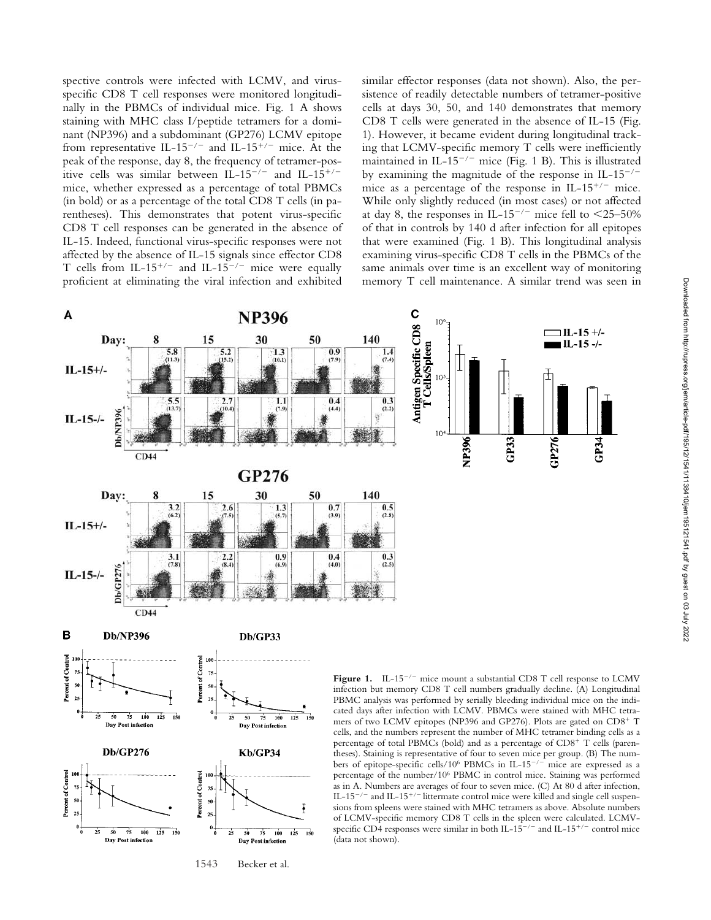spective controls were infected with LCMV, and virus-specific CD8 T cell responses were monitored longitudinally in the PBMCs of individual mice. Fig. 1 A shows staining with MHC class I/peptide tetramers for a dominant (NP396) and a subdominant (GP276) LCMV epitope from representative IL-15$^{-/-}$ and IL-15$^{+/-}$ mice. At the peak of the response, day 8, the frequency of tetramer-positive cells was similar between IL-15$^{-/-}$ and IL-15$^{+/-}$ mice, whether expressed as a percentage of total PBMCs (in bold) or as a percentage of the total CD8 T cells (in parentheses). This demonstrates that potent virus-specific CD8 T cell responses can be generated in the absence of IL-15. Indeed, functional virus-specific responses were not affected by the absence of IL-15 signals since effector CD8 T cells from IL-15$^{+/-}$ and IL-15$^{-/-}$ mice were equally proficient at eliminating the viral infection and exhibited similar effector responses (data not shown). Also, the persistence of readily detectable numbers of tetramer-positive cells at days 30, 50, and 140 demonstrates that memory CD8 T cells were generated in the absence of IL-15 (Fig. 1). However, it became evident during longitudinal tracking that LCMV-specific memory T cells were inefficiently maintained in IL-15$^{-/-}$ mice (Fig. 1 B). This is illustrated by examining the magnitude of the response in IL-15$^{-/-}$ mice as a percentage of the response in IL-15$^{+/-}$ mice. While only slightly reduced (in most cases) or not affected at day 8, the responses in IL-15$^{-/-}$ mice fell to <25–50% of that in controls by 140 d after infection for all epitopes that were examined (Fig. 1 B). This longitudinal analysis examining virus-specific CD8 T cells in the PBMCs of the same animals over time is an excellent way of monitoring memory T cell maintenance. A similar trend was seen in

**Figure 1.** IL-15$^{-/-}$ mice mount a substantial CD8 T cell response to LCMV infection but memory CD8 T cell numbers gradually decline. (A) Longitudinal PBMC analysis was performed by serially bleeding individual mice on the indicated days after infection with LCMV. PBMCs were stained with MHC tetramers of two LCMV epitopes (NP396 and GP276). Plots are gated on CD8$^{+}$ T cells, and the numbers represent the number of MHC tetramer binding cells as a percentage of total PBMCs (bold) and as a percentage of CD8$^{+}$ T cells (parentheses). Staining is representative of four to seven mice per group. (B) The numbers of epitope-specific cells/$10^6$ PBMCs in IL-15$^{-/-}$ mice are expressed as a percentage of the number/$10^6$ PBMC in control mice. Staining was performed as in A. Numbers are averages of four to seven mice. (C) At 80 d after infection, IL-15$^{-/-}$ and IL-15$^{+/-}$ littermate control mice were killed and single cell suspensions from spleens were stained with MHC tetramers as above. Absolute numbers of LCMV-specific memory CD8 T cells in the spleen were calculated. LCMV-specific CD4 responses were similar in both IL-15$^{-/-}$ and IL-15$^{+/-}$ control mice (data not shown).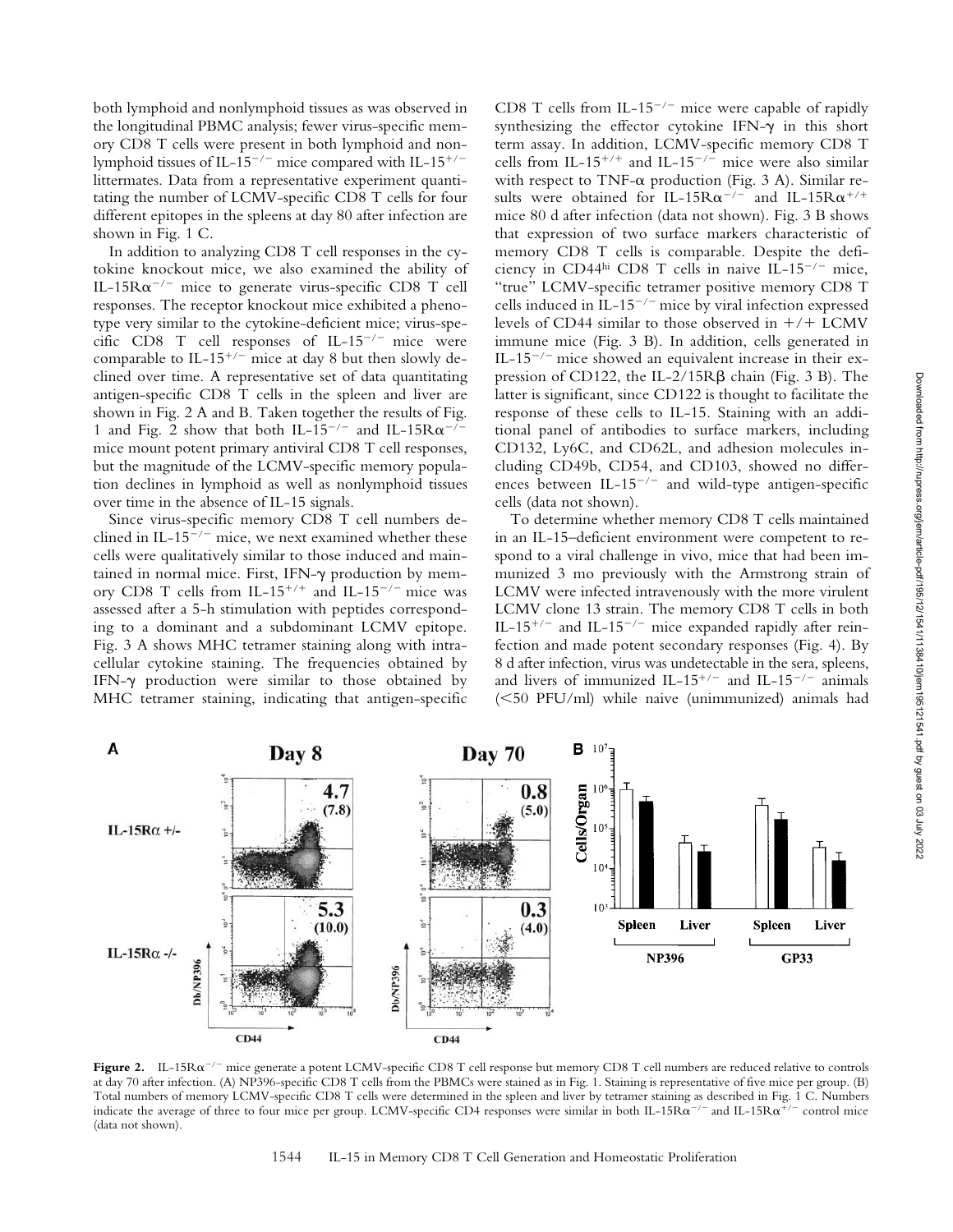both lymphoid and nonlymphoid tissues as was observed in the longitudinal PBMC analysis; fewer virus-specific memory CD8 T cells were present in both lymphoid and nonlymphoid tissues of IL-$15^{-/-}$ mice compared with IL-$15^{+/-}$ littermates. Data from a representative experiment quantitating the number of LCMV-specific CD8 T cells for four different epitopes in the spleens at day 80 after infection are shown in Fig. 1 C.

In addition to analyzing CD8 T cell responses in the cytokine knockout mice, we also examined the ability of IL-15R$\alpha^{-/-}$ mice to generate virus-specific CD8 T cell responses. The receptor knockout mice exhibited a phenotype very similar to the cytokine-deficient mice; virus-specific CD8 T cell responses of IL-$15^{-/-}$ mice were comparable to IL-$15^{+/-}$ mice at day 8 but then slowly declined over time. A representative set of data quantitating antigen-specific CD8 T cells in the spleen and liver are shown in Fig. 2 A and B. Taken together the results of Fig. 1 and Fig. 2 show that both IL-$15^{-/-}$ and IL-15R$\alpha^{-/-}$ mice mount potent primary antiviral CD8 T cell responses, but the magnitude of the LCMV-specific memory population declines in lymphoid as well as nonlymphoid tissues over time in the absence of IL-15 signals.

Since virus-specific memory CD8 T cell numbers declined in IL-$15^{-/-}$ mice, we next examined whether these cells were qualitatively similar to those induced and maintained in normal mice. First, IFN-$\gamma$ production by memory CD8 T cells from IL-$15^{+/+}$ and IL-$15^{-/-}$ mice was assessed after a 5-h stimulation with peptides corresponding to a dominant and a subdominant LCMV epitope. Fig. 3 A shows MHC tetramer staining along with intracellular cytokine staining. The frequencies obtained by IFN-$\gamma$ production were similar to those obtained by MHC tetramer staining, indicating that antigen-specific CD8 T cells from IL-$15^{-/-}$ mice were capable of rapidly synthesizing the effector cytokine IFN-$\gamma$ in this short term assay. In addition, LCMV-specific memory CD8 T cells from IL-$15^{+/+}$ and IL-$15^{-/-}$ mice were also similar with respect to TNF-$\alpha$ production (Fig. 3 A). Similar results were obtained for IL-15R$\alpha^{-/-}$ and IL-15R$\alpha^{+/+}$ mice 80 d after infection (data not shown). Fig. 3 B shows that expression of two surface markers characteristic of memory CD8 T cells is comparable. Despite the deficiency in CD44$^{hi}$ CD8 T cells in naive IL-$15^{-/-}$ mice, "true" LCMV-specific tetramer positive memory CD8 T cells induced in IL-$15^{-/-}$ mice by viral infection expressed levels of CD44 similar to those observed in +/+ LCMV immune mice (Fig. 3 B). In addition, cells generated in IL-$15^{-/-}$ mice showed an equivalent increase in their expression of CD122, the IL-2/15R$\beta$ chain (Fig. 3 B). The latter is significant, since CD122 is thought to facilitate the response of these cells to IL-15. Staining with an additional panel of antibodies to surface markers, including CD132, Ly6C, and CD62L, and adhesion molecules including CD49b, CD54, and CD103, showed no differences between IL-$15^{-/-}$ and wild-type antigen-specific cells (data not shown).

To determine whether memory CD8 T cells maintained in an IL-15–deficient environment were competent to respond to a viral challenge in vivo, mice that had been immunized 3 mo previously with the Armstrong strain of LCMV were infected intravenously with the more virulent LCMV clone 13 strain. The memory CD8 T cells in both IL-$15^{+/-}$ and IL-$15^{-/-}$ mice expanded rapidly after reinfection and made potent secondary responses (Fig. 4). By 8 d after infection, virus was undetectable in the sera, spleens, and livers of immunized IL-$15^{+/-}$ and IL-$15^{-/-}$ animals (<50 PFU/ml) while naive (unimmunized) animals had

**Figure 2.** IL-15R$\alpha^{-/-}$ mice generate a potent LCMV-specific CD8 T cell response but memory CD8 T cell numbers are reduced relative to controls at day 70 after infection. (A) NP396-specific CD8 T cells from the PBMCs were stained as in Fig. 1. Staining is representative of five mice per group. (B) Total numbers of memory LCMV-specific CD8 T cells were determined in the spleen and liver by tetramer staining as described in Fig. 1 C. Numbers indicate the average of three to four mice per group. LCMV-specific CD4 responses were similar in both IL-15R$\alpha^{-/-}$ and IL-15R$\alpha^{+/-}$ control mice (data not shown).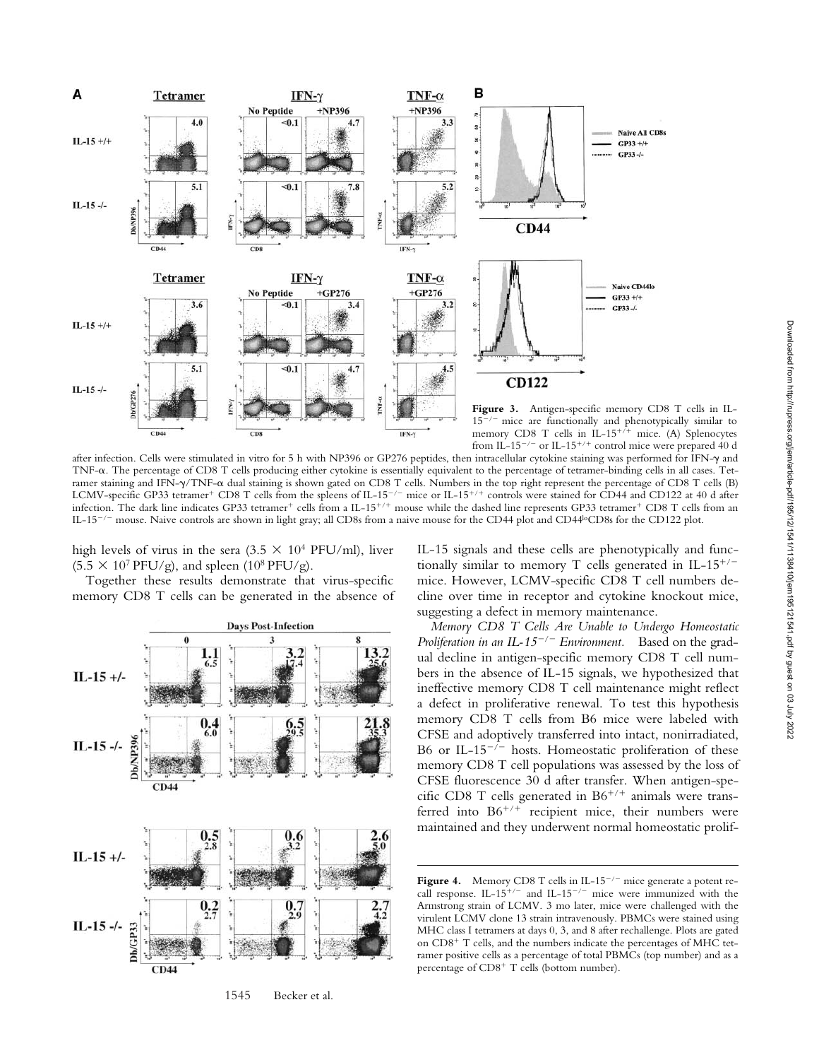**Figure 3.** Antigen-specific memory CD8 T cells in IL-$15^{-/-}$ mice are functionally and phenotypically similar to memory CD8 T cells in IL-$15^{+/+}$ mice. (A) Splenocytes from IL-$15^{-/-}$ or IL-$15^{+/+}$ control mice were prepared 40 d after infection. Cells were stimulated in vitro for 5 h with NP396 or GP276 peptides, then intracellular cytokine staining was performed for IFN-γ and TNF-α. The percentage of CD8 T cells producing either cytokine is essentially equivalent to the percentage of tetramer-binding cells in all cases. Tetramer staining and IFN-γ/TNF-α dual staining is shown gated on CD8 T cells. Numbers in the top right represent the percentage of CD8 T cells (B) LCMV-specific GP33 tetramer$^{+}$ CD8 T cells from the spleens of IL-$15^{-/-}$ mice or IL-$15^{+/+}$ controls were stained for CD44 and CD122 at 40 d after infection. The dark line indicates GP33 tetramer$^{+}$ cells from a IL-$15^{+/+}$ mouse while the dashed line represents GP33 tetramer$^{+}$ CD8 T cells from an IL-$15^{-/-}$ mouse. Naive controls are shown in light gray; all CD8s from a naive mouse for the CD44 plot and CD44$^{lo}$CD8s for the CD122 plot.

high levels of virus in the sera ($3.5 \times 10^4$ PFU/ml), liver ($5.5 \times 10^7$ PFU/g), and spleen ($10^8$ PFU/g).

Together these results demonstrate that virus-specific memory CD8 T cells can be generated in the absence of IL-15 signals and these cells are phenotypically and functionally similar to memory T cells generated in IL-$15^{+/-}$ mice. However, LCMV-specific CD8 T cell numbers decline over time in receptor and cytokine knockout mice, suggesting a defect in memory maintenance.

*Memory CD8 T Cells Are Unable to Undergo Homeostatic Proliferation in an IL-$15^{-/-}$ Environment.* Based on the gradual decline in antigen-specific memory CD8 T cell numbers in the absence of IL-15 signals, we hypothesized that ineffective memory CD8 T cell maintenance might reflect a defect in proliferative renewal. To test this hypothesis memory CD8 T cells from B6 mice were labeled with CFSE and adoptively transferred into intact, nonirradiated, B6 or IL-$15^{-/-}$ hosts. Homeostatic proliferation of these memory CD8 T cell populations was assessed by the loss of CFSE fluorescence 30 d after transfer. When antigen-specific CD8 T cells generated in B6$^{+/+}$ animals were transferred into B6$^{+/+}$ recipient mice, their numbers were maintained and they underwent normal homeostatic prolif-

**Figure 4.** Memory CD8 T cells in IL-$15^{-/-}$ mice generate a potent recall response. IL-$15^{+/-}$ and IL-$15^{-/-}$ mice were immunized with the Armstrong strain of LCMV. 3 mo later, mice were challenged with the virulent LCMV clone 13 strain intravenously. PBMCs were stained using MHC class I tetramers at days 0, 3, and 8 after rechallenge. Plots are gated on CD8$^{+}$ T cells, and the numbers indicate the percentages of MHC tetramer positive cells as a percentage of total PBMCs (top number) and as a percentage of CD8$^{+}$ T cells (bottom number).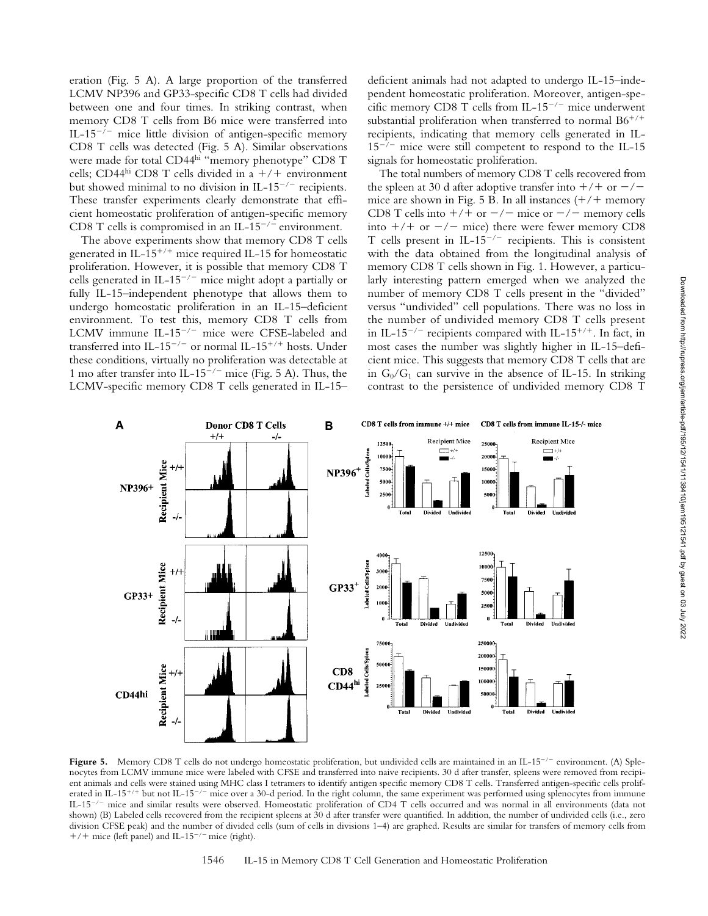eration (Fig. 5 A). A large proportion of the transferred LCMV NP396 and GP33-specific CD8 T cells had divided between one and four times. In striking contrast, when memory CD8 T cells from B6 mice were transferred into IL-$15^{-/-}$ mice little division of antigen-specific memory CD8 T cells was detected (Fig. 5 A). Similar observations were made for total CD44$^{hi}$ "memory phenotype" CD8 T cells; CD44$^{hi}$ CD8 T cells divided in a +/+ environment but showed minimal to no division in IL-$15^{-/-}$ recipients. These transfer experiments clearly demonstrate that efficient homeostatic proliferation of antigen-specific memory CD8 T cells is compromised in an IL-$15^{-/-}$ environment.

The above experiments show that memory CD8 T cells generated in IL-$15^{+/+}$ mice required IL-15 for homeostatic proliferation. However, it is possible that memory CD8 T cells generated in IL-$15^{-/-}$ mice might adopt a partially or fully IL-15–independent phenotype that allows them to undergo homeostatic proliferation in an IL-15–deficient environment. To test this, memory CD8 T cells from LCMV immune IL-$15^{-/-}$ mice were CFSE-labeled and transferred into IL-$15^{-/-}$ or normal IL-$15^{+/+}$ hosts. Under these conditions, virtually no proliferation was detectable at 1 mo after transfer into IL-$15^{-/-}$ mice (Fig. 5 A). Thus, the LCMV-specific memory CD8 T cells generated in IL-15–deficient animals had not adapted to undergo IL-15–independent homeostatic proliferation. Moreover, antigen-specific memory CD8 T cells from IL-$15^{-/-}$ mice underwent substantial proliferation when transferred to normal B6$^{+/+}$ recipients, indicating that memory cells generated in IL-$15^{-/-}$ mice were still competent to respond to the IL-15 signals for homeostatic proliferation.

The total numbers of memory CD8 T cells recovered from the spleen at 30 d after adoptive transfer into +/+ or −/− mice are shown in Fig. 5 B. In all instances (+/+ memory CD8 T cells into +/+ or −/− mice or −/− memory cells into +/+ or −/− mice) there were fewer memory CD8 T cells present in IL-$15^{-/-}$ recipients. This is consistent with the data obtained from the longitudinal analysis of memory CD8 T cells shown in Fig. 1. However, a particularly interesting pattern emerged when we analyzed the number of memory CD8 T cells present in the "divided" versus "undivided" cell populations. There was no loss in the number of undivided memory CD8 T cells present in IL-$15^{-/-}$ recipients compared with IL-$15^{+/+}$. In fact, in most cases the number was slightly higher in IL-15–deficient mice. This suggests that memory CD8 T cells that are in $G_0/G_1$ can survive in the absence of IL-15. In striking contrast to the persistence of undivided memory CD8 T

**Figure 5.** Memory CD8 T cells do not undergo homeostatic proliferation, but undivided cells are maintained in an IL-$15^{-/-}$ environment. (A) Splenocytes from LCMV immune mice were labeled with CFSE and transferred into naive recipients. 30 d after transfer, spleens were removed from recipient animals and cells were stained using MHC class I tetramers to identify antigen specific memory CD8 T cells. Transferred antigen-specific cells proliferated in IL-$15^{+/+}$ but not IL-$15^{-/-}$ mice over a 30-d period. In the right column, the same experiment was performed using splenocytes from immune IL-$15^{-/-}$ mice and similar results were observed. Homeostatic proliferation of CD4 T cells occurred and was normal in all environments (data not shown) (B) Labeled cells recovered from the recipient spleens at 30 d after transfer were quantified. In addition, the number of undivided cells (i.e., zero division CFSE peak) and the number of divided cells (sum of cells in divisions 1–4) are graphed. Results are similar for transfers of memory cells from +/+ mice (left panel) and IL-$15^{-/-}$ mice (right).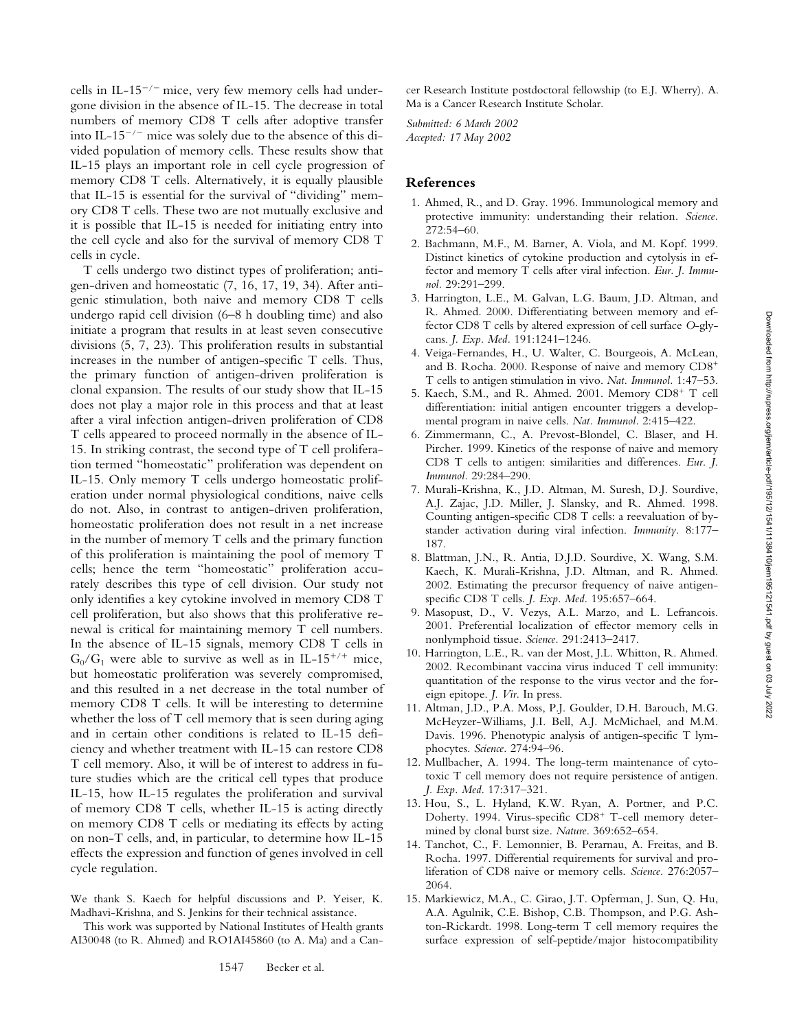cells in IL-15$^{-/-}$ mice, very few memory cells had undergone division in the absence of IL-15. The decrease in total numbers of memory CD8 T cells after adoptive transfer into IL-15$^{-/-}$ mice was solely due to the absence of this divided population of memory cells. These results show that IL-15 plays an important role in cell cycle progression of memory CD8 T cells. Alternatively, it is equally plausible that IL-15 is essential for the survival of "dividing" memory CD8 T cells. These two are not mutually exclusive and it is possible that IL-15 is needed for initiating entry into the cell cycle and also for the survival of memory CD8 T cells in cycle.

T cells undergo two distinct types of proliferation; antigen-driven and homeostatic (7, 16, 17, 19, 34). After antigenic stimulation, both naive and memory CD8 T cells undergo rapid cell division (6–8 h doubling time) and also initiate a program that results in at least seven consecutive divisions (5, 7, 23). This proliferation results in substantial increases in the number of antigen-specific T cells. Thus, the primary function of antigen-driven proliferation is clonal expansion. The results of our study show that IL-15 does not play a major role in this process and that at least after a viral infection antigen-driven proliferation of CD8 T cells appeared to proceed normally in the absence of IL-15. In striking contrast, the second type of T cell proliferation termed "homeostatic" proliferation was dependent on IL-15. Only memory T cells undergo homeostatic proliferation under normal physiological conditions, naive cells do not. Also, in contrast to antigen-driven proliferation, homeostatic proliferation does not result in a net increase in the number of memory T cells and the primary function of this proliferation is maintaining the pool of memory T cells; hence the term "homeostatic" proliferation accurately describes this type of cell division. Our study not only identifies a key cytokine involved in memory CD8 T cell proliferation, but also shows that this proliferative renewal is critical for maintaining memory T cell numbers. In the absence of IL-15 signals, memory CD8 T cells in $G_0/G_1$ were able to survive as well as in IL-15$^{+/+}$ mice, but homeostatic proliferation was severely compromised, and this resulted in a net decrease in the total number of memory CD8 T cells. It will be interesting to determine whether the loss of T cell memory that is seen during aging and in certain other conditions is related to IL-15 deficiency and whether treatment with IL-15 can restore CD8 T cell memory. Also, it will be of interest to address in future studies which are the critical cell types that produce IL-15, how IL-15 regulates the proliferation and survival of memory CD8 T cells, whether IL-15 is acting directly on memory CD8 T cells or mediating its effects by acting on non-T cells, and, in particular, to determine how IL-15 effects the expression and function of genes involved in cell cycle regulation.

We thank S. Kaech for helpful discussions and P. Yeiser, K. Madhavi-Krishna, and S. Jenkins for their technical assistance.

This work was supported by National Institutes of Health grants AI30048 (to R. Ahmed) and RO1AI45860 (to A. Ma) and a Cancer Research Institute postdoctoral fellowship (to E.J. Wherry). A. Ma is a Cancer Research Institute Scholar.

*Submitted: 6 March 2002*
*Accepted: 17 May 2002*

## References

1. Ahmed, R., and D. Gray. 1996. Immunological memory and protective immunity: understanding their relation. *Science.* 272:54–60.
2. Bachmann, M.F., M. Barner, A. Viola, and M. Kopf. 1999. Distinct kinetics of cytokine production and cytolysis in effector and memory T cells after viral infection. *Eur. J. Immunol.* 29:291–299.
3. Harrington, L.E., M. Galvan, L.G. Baum, J.D. Altman, and R. Ahmed. 2000. Differentiating between memory and effector CD8 T cells by altered expression of cell surface *O*-glycans. *J. Exp. Med.* 191:1241–1246.
4. Veiga-Fernandes, H., U. Walter, C. Bourgeois, A. McLean, and B. Rocha. 2000. Response of naive and memory CD8$^{+}$ T cells to antigen stimulation in vivo. *Nat. Immunol.* 1:47–53.
5. Kaech, S.M., and R. Ahmed. 2001. Memory CD8$^{+}$ T cell differentiation: initial antigen encounter triggers a developmental program in naive cells. *Nat. Immunol.* 2:415–422.
6. Zimmermann, C., A. Prevost-Blondel, C. Blaser, and H. Pircher. 1999. Kinetics of the response of naive and memory CD8 T cells to antigen: similarities and differences. *Eur. J. Immunol.* 29:284–290.
7. Murali-Krishna, K., J.D. Altman, M. Suresh, D.J. Sourdive, A.J. Zajac, J.D. Miller, J. Slansky, and R. Ahmed. 1998. Counting antigen-specific CD8 T cells: a reevaluation of bystander activation during viral infection. *Immunity.* 8:177–187.
8. Blattman, J.N., R. Antia, D.J.D. Sourdive, X. Wang, S.M. Kaech, K. Murali-Krishna, J.D. Altman, and R. Ahmed. 2002. Estimating the precursor frequency of naive antigen-specific CD8 T cells. *J. Exp. Med.* 195:657–664.
9. Masopust, D., V. Vezys, A.L. Marzo, and L. Lefrancois. 2001. Preferential localization of effector memory cells in nonlymphoid tissue. *Science.* 291:2413–2417.
10. Harrington, L.E., R. van der Most, J.L. Whitton, R. Ahmed. 2002. Recombinant vaccina virus induced T cell immunity: quantitation of the response to the virus vector and the foreign epitope. *J. Vir.* In press.
11. Altman, J.D., P.A. Moss, P.J. Goulder, D.H. Barouch, M.G. McHeyzer-Williams, J.I. Bell, A.J. McMichael, and M.M. Davis. 1996. Phenotypic analysis of antigen-specific T lymphocytes. *Science.* 274:94–96.
12. Mullbacher, A. 1994. The long-term maintenance of cytotoxic T cell memory does not require persistence of antigen. *J. Exp. Med.* 17:317–321.
13. Hou, S., L. Hyland, K.W. Ryan, A. Portner, and P.C. Doherty. 1994. Virus-specific CD8$^{+}$ T-cell memory determined by clonal burst size. *Nature.* 369:652–654.
14. Tanchot, C., F. Lemonnier, B. Perarnau, A. Freitas, and B. Rocha. 1997. Differential requirements for survival and proliferation of CD8 naive or memory cells. *Science.* 276:2057–2064.
15. Markiewicz, M.A., C. Girao, J.T. Opferman, J. Sun, Q. Hu, A.A. Agulnik, C.E. Bishop, C.B. Thompson, and P.G. Ashton-Rickardt. 1998. Long-term T cell memory requires the surface expression of self-peptide/major histocompatibility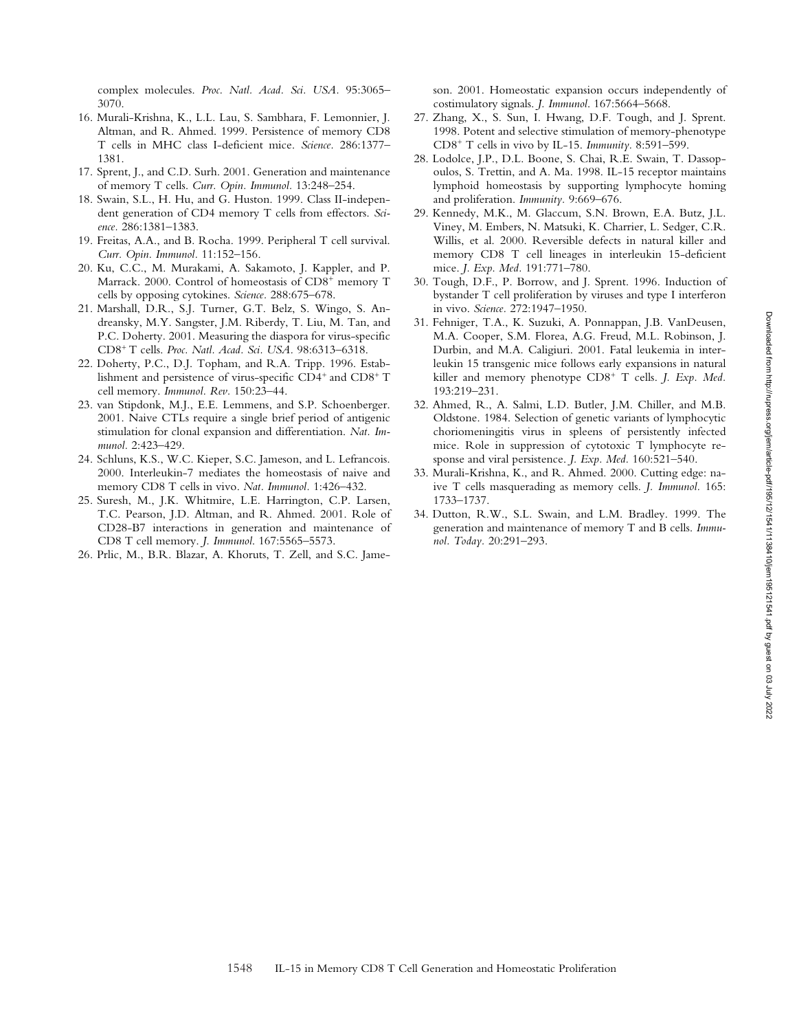complex molecules. *Proc. Natl. Acad. Sci. USA.* 95:3065–3070.

16. Murali-Krishna, K., L.L. Lau, S. Sambhara, F. Lemonnier, J. Altman, and R. Ahmed. 1999. Persistence of memory CD8 T cells in MHC class I-deficient mice. *Science.* 286:1377–1381.
17. Sprent, J., and C.D. Surh. 2001. Generation and maintenance of memory T cells. *Curr. Opin. Immunol.* 13:248–254.
18. Swain, S.L., H. Hu, and G. Huston. 1999. Class II-independent generation of CD4 memory T cells from effectors. *Science.* 286:1381–1383.
19. Freitas, A.A., and B. Rocha. 1999. Peripheral T cell survival. *Curr. Opin. Immunol.* 11:152–156.
20. Ku, C.C., M. Murakami, A. Sakamoto, J. Kappler, and P. Marrack. 2000. Control of homeostasis of CD8$^+$ memory T cells by opposing cytokines. *Science.* 288:675–678.
21. Marshall, D.R., S.J. Turner, G.T. Belz, S. Wingo, S. Andreansky, M.Y. Sangster, J.M. Riberdy, T. Liu, M. Tan, and P.C. Doherty. 2001. Measuring the diaspora for virus-specific CD8$^+$ T cells. *Proc. Natl. Acad. Sci. USA.* 98:6313–6318.
22. Doherty, P.C., D.J. Topham, and R.A. Tripp. 1996. Establishment and persistence of virus-specific CD4$^+$ and CD8$^+$ T cell memory. *Immunol. Rev.* 150:23–44.
23. van Stipdonk, M.J., E.E. Lemmens, and S.P. Schoenberger. 2001. Naive CTLs require a single brief period of antigenic stimulation for clonal expansion and differentiation. *Nat. Immunol.* 2:423–429.
24. Schluns, K.S., W.C. Kieper, S.C. Jameson, and L. Lefrancois. 2000. Interleukin-7 mediates the homeostasis of naive and memory CD8 T cells in vivo. *Nat. Immunol.* 1:426–432.
25. Suresh, M., J.K. Whitmire, L.E. Harrington, C.P. Larsen, T.C. Pearson, J.D. Altman, and R. Ahmed. 2001. Role of CD28-B7 interactions in generation and maintenance of CD8 T cell memory. *J. Immunol.* 167:5565–5573.
26. Prlic, M., B.R. Blazar, A. Khoruts, T. Zell, and S.C. Jameson. 2001. Homeostatic expansion occurs independently of costimulatory signals. *J. Immunol.* 167:5664–5668.
27. Zhang, X., S. Sun, I. Hwang, D.F. Tough, and J. Sprent. 1998. Potent and selective stimulation of memory-phenotype CD8$^+$ T cells in vivo by IL-15. *Immunity.* 8:591–599.
28. Lodolce, J.P., D.L. Boone, S. Chai, R.E. Swain, T. Dassopoulos, S. Trettin, and A. Ma. 1998. IL-15 receptor maintains lymphoid homeostasis by supporting lymphocyte homing and proliferation. *Immunity.* 9:669–676.
29. Kennedy, M.K., M. Glaccum, S.N. Brown, E.A. Butz, J.L. Viney, M. Embers, N. Matsuki, K. Charrier, L. Sedger, C.R. Willis, et al. 2000. Reversible defects in natural killer and memory CD8 T cell lineages in interleukin 15-deficient mice. *J. Exp. Med.* 191:771–780.
30. Tough, D.F., P. Borrow, and J. Sprent. 1996. Induction of bystander T cell proliferation by viruses and type I interferon in vivo. *Science.* 272:1947–1950.
31. Fehniger, T.A., K. Suzuki, A. Ponnappan, J.B. VanDeusen, M.A. Cooper, S.M. Florea, A.G. Freud, M.L. Robinson, J. Durbin, and M.A. Caligiuri. 2001. Fatal leukemia in interleukin 15 transgenic mice follows early expansions in natural killer and memory phenotype CD8$^+$ T cells. *J. Exp. Med.* 193:219–231.
32. Ahmed, R., A. Salmi, L.D. Butler, J.M. Chiller, and M.B. Oldstone. 1984. Selection of genetic variants of lymphocytic choriomeningitis virus in spleens of persistently infected mice. Role in suppression of cytotoxic T lymphocyte response and viral persistence. *J. Exp. Med.* 160:521–540.
33. Murali-Krishna, K., and R. Ahmed. 2000. Cutting edge: naive T cells masquerading as memory cells. *J. Immunol.* 165:1733–1737.
34. Dutton, R.W., S.L. Swain, and L.M. Bradley. 1999. The generation and maintenance of memory T and B cells. *Immunol. Today.* 20:291–293.